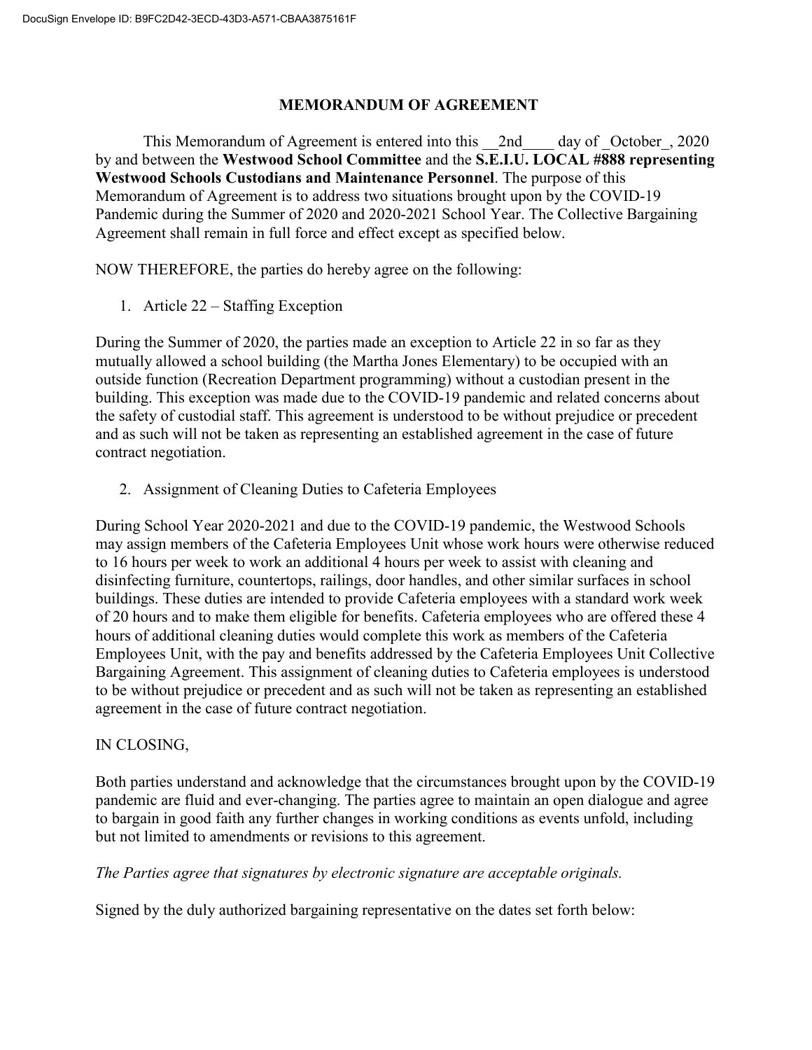# MEMORANDUM OF AGREEMENT

This Memorandum of Agreement is entered into this __2nd____ day of _October_, 2020 by and between the **Westwood School Committee** and the **S.E.I.U. LOCAL #888 representing Westwood Schools Custodians and Maintenance Personnel**. The purpose of this Memorandum of Agreement is to address two situations brought upon by the COVID-19 Pandemic during the Summer of 2020 and 2020-2021 School Year. The Collective Bargaining Agreement shall remain in full force and effect except as specified below.

NOW THEREFORE, the parties do hereby agree on the following:

1. Article 22 – Staffing Exception

During the Summer of 2020, the parties made an exception to Article 22 in so far as they mutually allowed a school building (the Martha Jones Elementary) to be occupied with an outside function (Recreation Department programming) without a custodian present in the building. This exception was made due to the COVID-19 pandemic and related concerns about the safety of custodial staff. This agreement is understood to be without prejudice or precedent and as such will not be taken as representing an established agreement in the case of future contract negotiation.

2. Assignment of Cleaning Duties to Cafeteria Employees

During School Year 2020-2021 and due to the COVID-19 pandemic, the Westwood Schools may assign members of the Cafeteria Employees Unit whose work hours were otherwise reduced to 16 hours per week to work an additional 4 hours per week to assist with cleaning and disinfecting furniture, countertops, railings, door handles, and other similar surfaces in school buildings. These duties are intended to provide Cafeteria employees with a standard work week of 20 hours and to make them eligible for benefits. Cafeteria employees who are offered these 4 hours of additional cleaning duties would complete this work as members of the Cafeteria Employees Unit, with the pay and benefits addressed by the Cafeteria Employees Unit Collective Bargaining Agreement. This assignment of cleaning duties to Cafeteria employees is understood to be without prejudice or precedent and as such will not be taken as representing an established agreement in the case of future contract negotiation.

IN CLOSING,

Both parties understand and acknowledge that the circumstances brought upon by the COVID-19 pandemic are fluid and ever-changing. The parties agree to maintain an open dialogue and agree to bargain in good faith any further changes in working conditions as events unfold, including but not limited to amendments or revisions to this agreement.

*The Parties agree that signatures by electronic signature are acceptable originals.*

Signed by the duly authorized bargaining representative on the dates set forth below: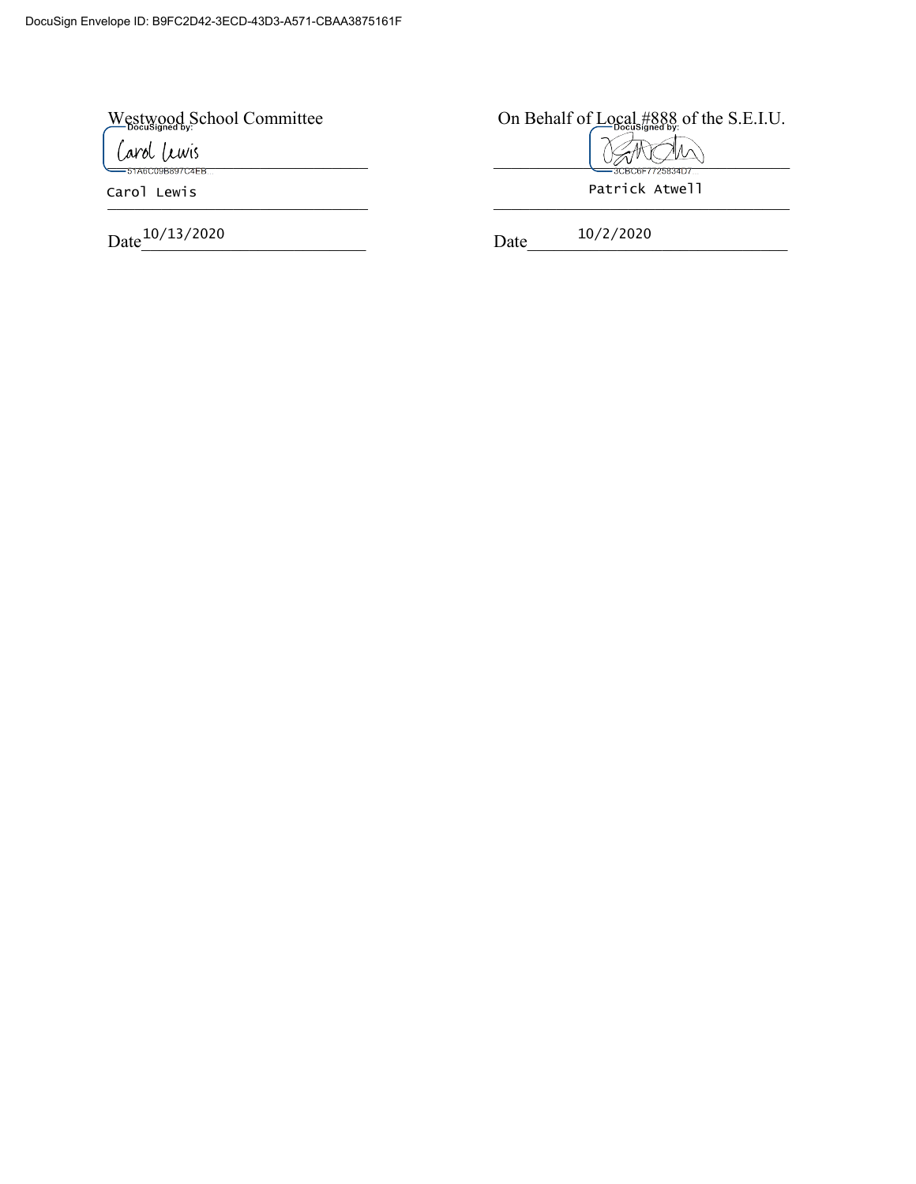DocuSign Envelope ID: B9FC2D42-3ECD-43D3-A571-CBAA3875161F

| Westwood School Committee | On Behalf of Local #888 of the S.E.I.U. |
| --- | --- |
| DocuSigned by: Carol Lewis | DocuSigned by: |
| 51A6C09B897C4EB... | 3CBC6F7725834D7... |
| Carol Lewis | Patrick Atwell |
| Date 10/13/2020 | Date 10/2/2020 |